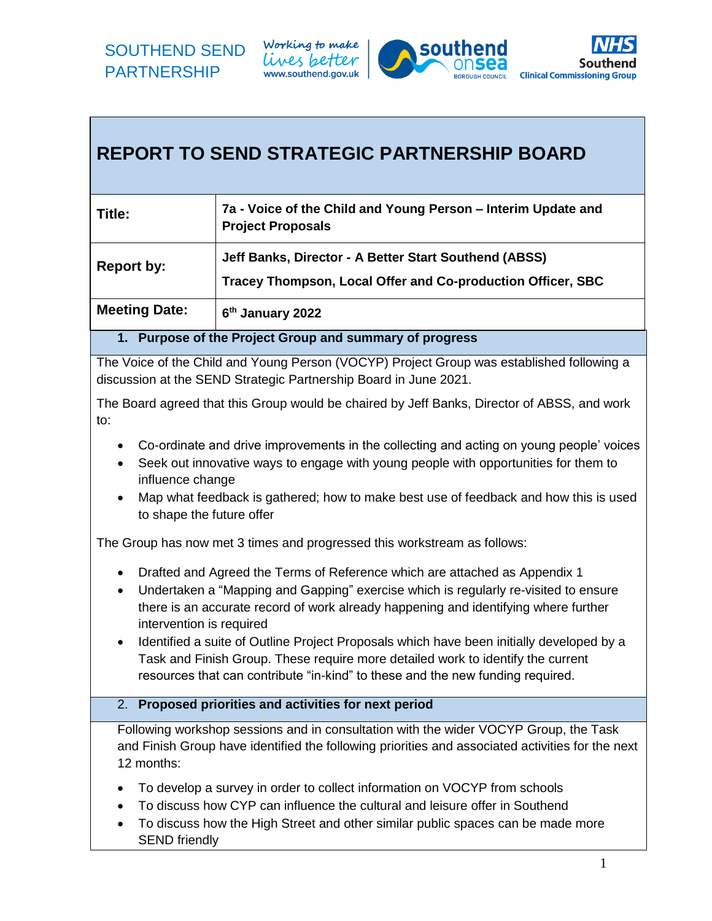SOUTHEND SEND PARTNERSHIP

# REPORT TO SEND STRATEGIC PARTNERSHIP BOARD

| | |
|---|---|
| **Title:** | **7a - Voice of the Child and Young Person – Interim Update and Project Proposals** |
| **Report by:** | **Jeff Banks, Director - A Better Start Southend (ABSS)**<br>**Tracey Thompson, Local Offer and Co-production Officer, SBC** |
| **Meeting Date:** | **6th January 2022** |

## 1. Purpose of the Project Group and summary of progress

The Voice of the Child and Young Person (VOCYP) Project Group was established following a discussion at the SEND Strategic Partnership Board in June 2021.

The Board agreed that this Group would be chaired by Jeff Banks, Director of ABSS, and work to:

- Co-ordinate and drive improvements in the collecting and acting on young people' voices
- Seek out innovative ways to engage with young people with opportunities for them to influence change
- Map what feedback is gathered; how to make best use of feedback and how this is used to shape the future offer

The Group has now met 3 times and progressed this workstream as follows:

- Drafted and Agreed the Terms of Reference which are attached as Appendix 1
- Undertaken a "Mapping and Gapping" exercise which is regularly re-visited to ensure there is an accurate record of work already happening and identifying where further intervention is required
- Identified a suite of Outline Project Proposals which have been initially developed by a Task and Finish Group. These require more detailed work to identify the current resources that can contribute "in-kind" to these and the new funding required.

## 2. Proposed priorities and activities for next period

Following workshop sessions and in consultation with the wider VOCYP Group, the Task and Finish Group have identified the following priorities and associated activities for the next 12 months:

- To develop a survey in order to collect information on VOCYP from schools
- To discuss how CYP can influence the cultural and leisure offer in Southend
- To discuss how the High Street and other similar public spaces can be made more SEND friendly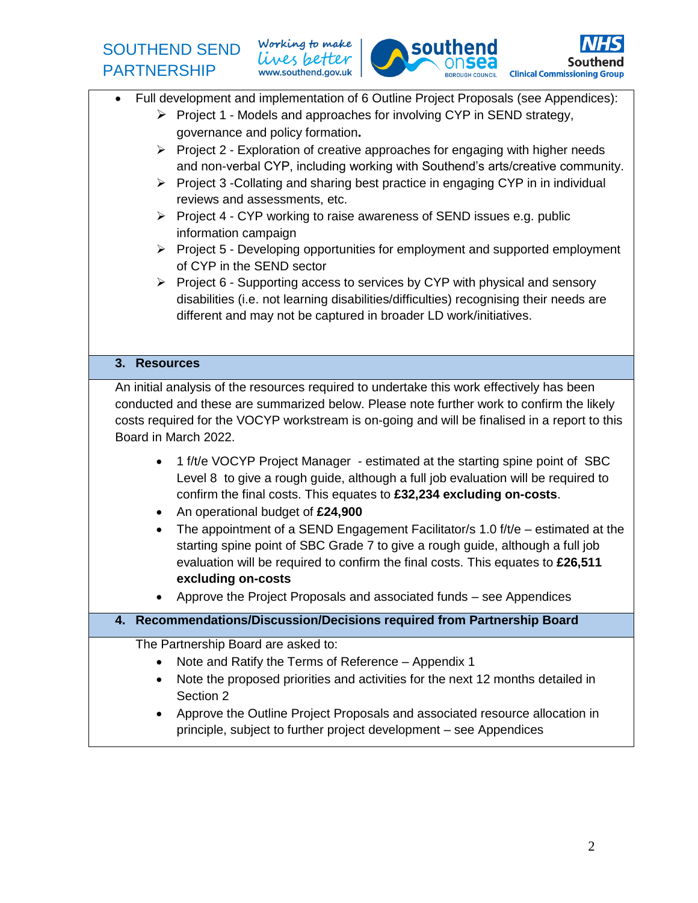- Full development and implementation of 6 Outline Project Proposals (see Appendices):
  - Project 1 - Models and approaches for involving CYP in SEND strategy, governance and policy formation**.**
  - Project 2 - Exploration of creative approaches for engaging with higher needs and non-verbal CYP, including working with Southend's arts/creative community.
  - Project 3 -Collating and sharing best practice in engaging CYP in in individual reviews and assessments, etc.
  - Project 4 - CYP working to raise awareness of SEND issues e.g. public information campaign
  - Project 5 - Developing opportunities for employment and supported employment of CYP in the SEND sector
  - Project 6 - Supporting access to services by CYP with physical and sensory disabilities (i.e. not learning disabilities/difficulties) recognising their needs are different and may not be captured in broader LD work/initiatives.

## 3. Resources

An initial analysis of the resources required to undertake this work effectively has been conducted and these are summarized below. Please note further work to confirm the likely costs required for the VOCYP workstream is on-going and will be finalised in a report to this Board in March 2022.

- 1 f/t/e VOCYP Project Manager - estimated at the starting spine point of SBC Level 8 to give a rough guide, although a full job evaluation will be required to confirm the final costs. This equates to **£32,234 excluding on-costs**.
- An operational budget of **£24,900**
- The appointment of a SEND Engagement Facilitator/s 1.0 f/t/e – estimated at the starting spine point of SBC Grade 7 to give a rough guide, although a full job evaluation will be required to confirm the final costs. This equates to **£26,511 excluding on-costs**
- Approve the Project Proposals and associated funds – see Appendices

## 4. Recommendations/Discussion/Decisions required from Partnership Board

The Partnership Board are asked to:

- Note and Ratify the Terms of Reference – Appendix 1
- Note the proposed priorities and activities for the next 12 months detailed in Section 2
- Approve the Outline Project Proposals and associated resource allocation in principle, subject to further project development – see Appendices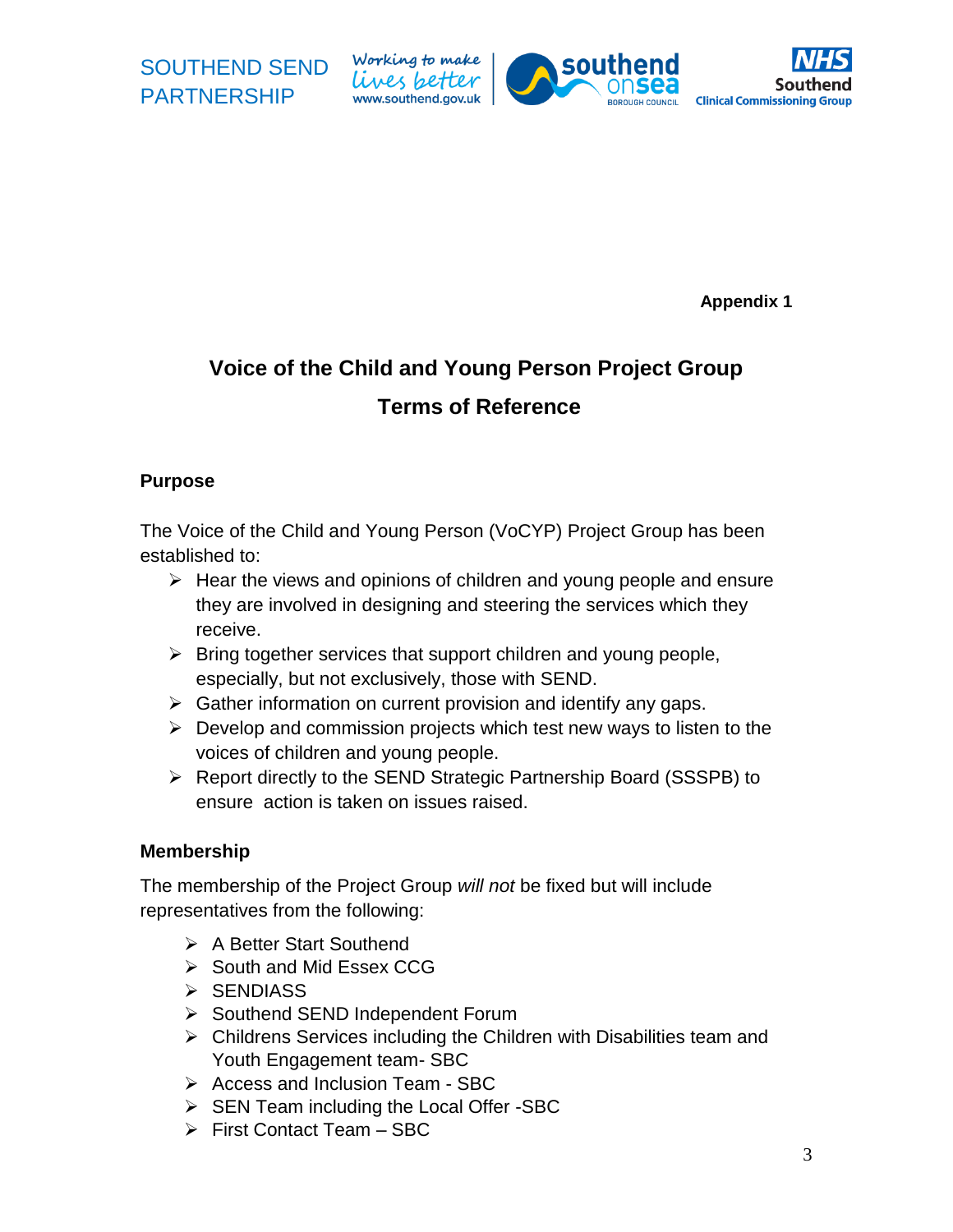SOUTHEND SEND PARTNERSHIP

**Appendix 1**

# Voice of the Child and Young Person Project Group

## Terms of Reference

### Purpose

The Voice of the Child and Young Person (VoCYP) Project Group has been established to:

- Hear the views and opinions of children and young people and ensure they are involved in designing and steering the services which they receive.
- Bring together services that support children and young people, especially, but not exclusively, those with SEND.
- Gather information on current provision and identify any gaps.
- Develop and commission projects which test new ways to listen to the voices of children and young people.
- Report directly to the SEND Strategic Partnership Board (SSSPB) to ensure action is taken on issues raised.

### Membership

The membership of the Project Group *will not* be fixed but will include representatives from the following:

- A Better Start Southend
- South and Mid Essex CCG
- SENDIASS
- Southend SEND Independent Forum
- Childrens Services including the Children with Disabilities team and Youth Engagement team- SBC
- Access and Inclusion Team - SBC
- SEN Team including the Local Offer -SBC
- First Contact Team – SBC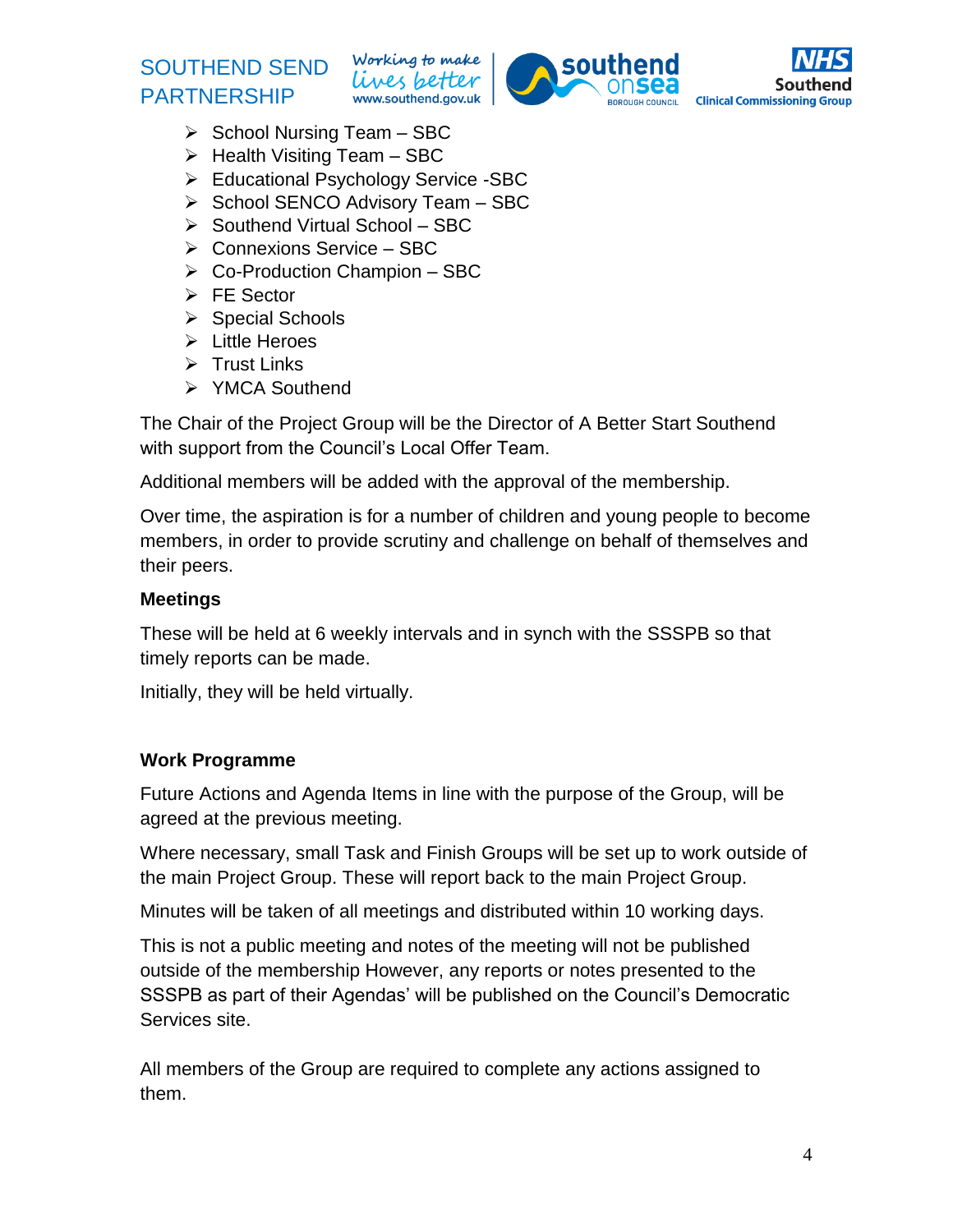- School Nursing Team – SBC
- Health Visiting Team – SBC
- Educational Psychology Service -SBC
- School SENCO Advisory Team – SBC
- Southend Virtual School – SBC
- Connexions Service – SBC
- Co-Production Champion – SBC
- FE Sector
- Special Schools
- Little Heroes
- Trust Links
- YMCA Southend

The Chair of the Project Group will be the Director of A Better Start Southend with support from the Council's Local Offer Team.

Additional members will be added with the approval of the membership.

Over time, the aspiration is for a number of children and young people to become members, in order to provide scrutiny and challenge on behalf of themselves and their peers.

**Meetings**

These will be held at 6 weekly intervals and in synch with the SSSPB so that timely reports can be made.

Initially, they will be held virtually.

**Work Programme**

Future Actions and Agenda Items in line with the purpose of the Group, will be agreed at the previous meeting.

Where necessary, small Task and Finish Groups will be set up to work outside of the main Project Group. These will report back to the main Project Group.

Minutes will be taken of all meetings and distributed within 10 working days.

This is not a public meeting and notes of the meeting will not be published outside of the membership However, any reports or notes presented to the SSSPB as part of their Agendas' will be published on the Council's Democratic Services site.

All members of the Group are required to complete any actions assigned to them.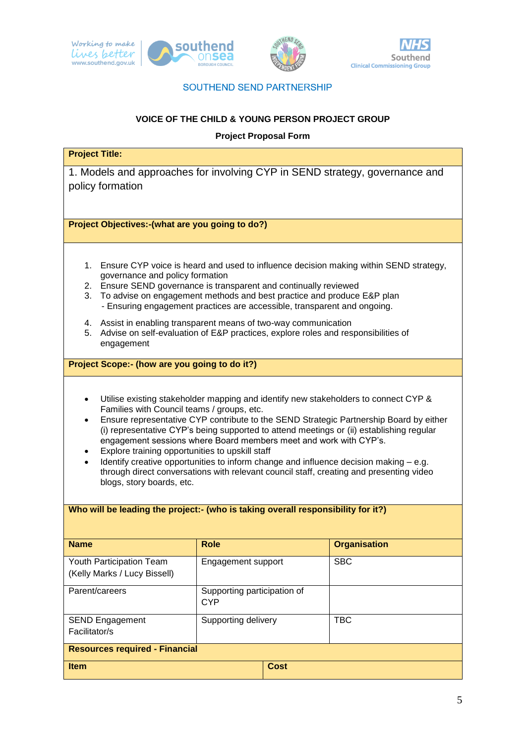SOUTHEND SEND PARTNERSHIP

**VOICE OF THE CHILD & YOUNG PERSON PROJECT GROUP**

**Project Proposal Form**

**Project Title:**

1. Models and approaches for involving CYP in SEND strategy, governance and policy formation

**Project Objectives:-(what are you going to do?)**

1. Ensure CYP voice is heard and used to influence decision making within SEND strategy, governance and policy formation
2. Ensure SEND governance is transparent and continually reviewed
3. To advise on engagement methods and best practice and produce E&P plan
   - Ensuring engagement practices are accessible, transparent and ongoing.
4. Assist in enabling transparent means of two-way communication
5. Advise on self-evaluation of E&P practices, explore roles and responsibilities of engagement

**Project Scope:- (how are you going to do it?)**

- Utilise existing stakeholder mapping and identify new stakeholders to connect CYP & Families with Council teams / groups, etc.
- Ensure representative CYP contribute to the SEND Strategic Partnership Board by either (i) representative CYP's being supported to attend meetings or (ii) establishing regular engagement sessions where Board members meet and work with CYP's.
- Explore training opportunities to upskill staff
- Identify creative opportunities to inform change and influence decision making – e.g. through direct conversations with relevant council staff, creating and presenting video blogs, story boards, etc.

**Who will be leading the project:- (who is taking overall responsibility for it?)**

| Name | Role | Organisation |
|---|---|---|
| Youth Participation Team (Kelly Marks / Lucy Bissell) | Engagement support | SBC |
| Parent/careers | Supporting participation of CYP | |
| SEND Engagement Facilitator/s | Supporting delivery | TBC |

**Resources required - Financial**

| Item | Cost |
|---|---|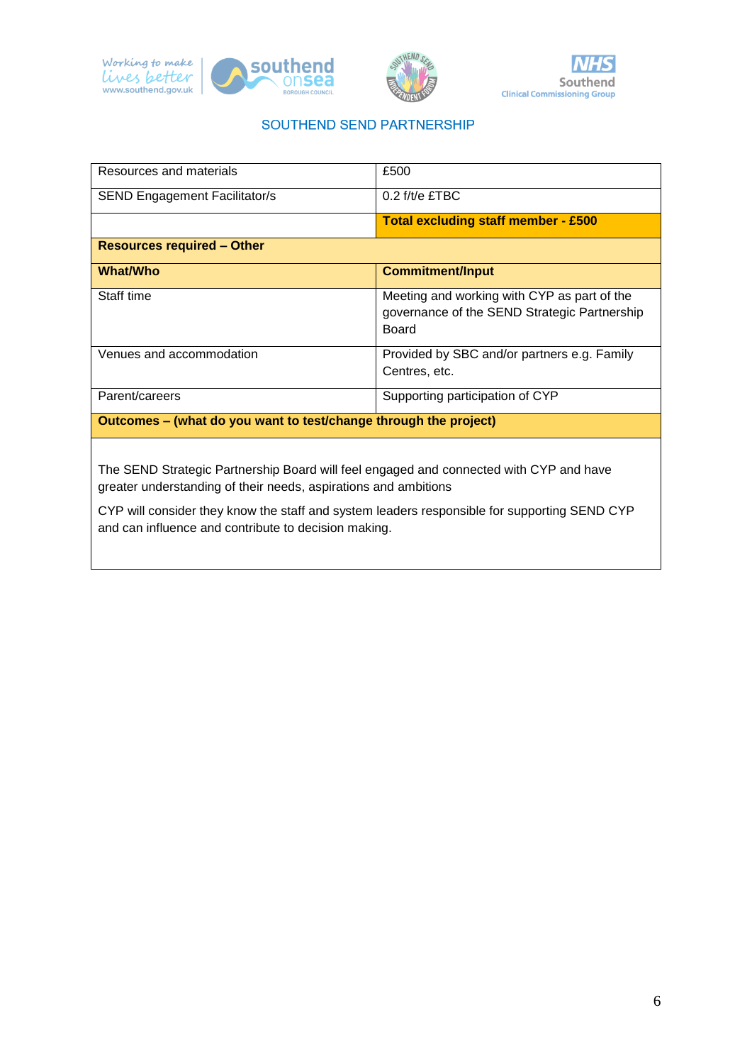SOUTHEND SEND PARTNERSHIP

| | |
|---|---|
| Resources and materials | £500 |
| SEND Engagement Facilitator/s | 0.2 f/t/e £TBC |
| | **Total excluding staff member - £500** |
| **Resources required – Other** | |
| **What/Who** | **Commitment/Input** |
| Staff time | Meeting and working with CYP as part of the governance of the SEND Strategic Partnership Board |
| Venues and accommodation | Provided by SBC and/or partners e.g. Family Centres, etc. |
| Parent/careers | Supporting participation of CYP |
| **Outcomes – (what do you want to test/change through the project)** | |

The SEND Strategic Partnership Board will feel engaged and connected with CYP and have greater understanding of their needs, aspirations and ambitions

CYP will consider they know the staff and system leaders responsible for supporting SEND CYP and can influence and contribute to decision making.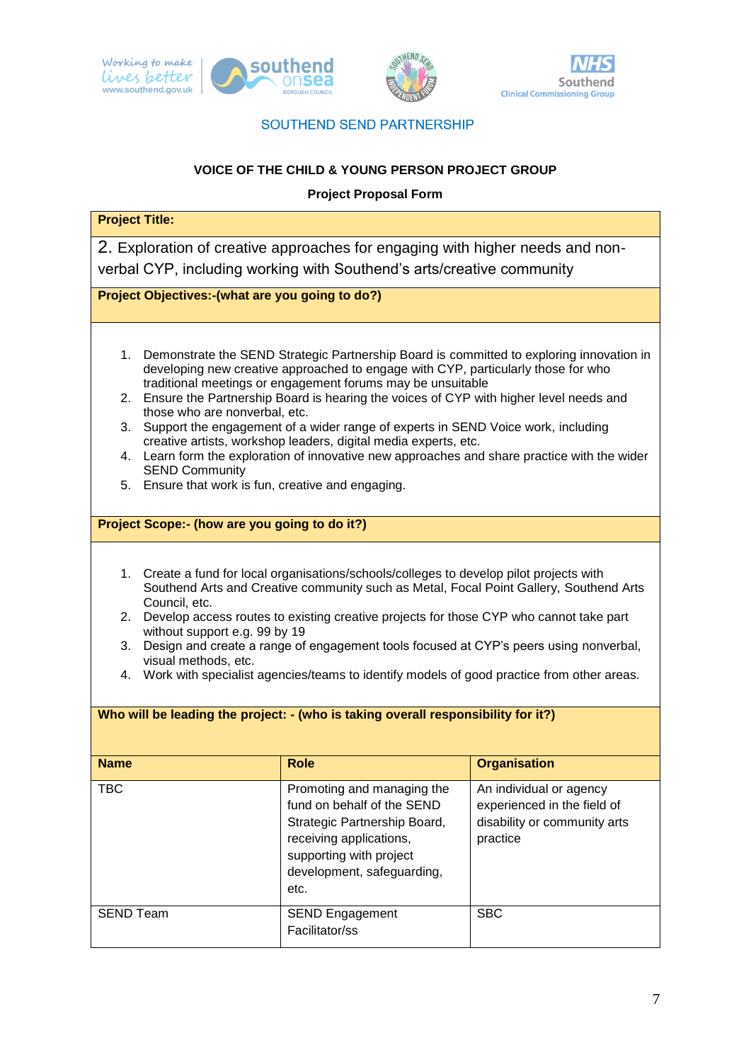SOUTHEND SEND PARTNERSHIP

**VOICE OF THE CHILD & YOUNG PERSON PROJECT GROUP**

**Project Proposal Form**

**Project Title:**

2. Exploration of creative approaches for engaging with higher needs and non-verbal CYP, including working with Southend's arts/creative community

**Project Objectives:-(what are you going to do?)**

1. Demonstrate the SEND Strategic Partnership Board is committed to exploring innovation in developing new creative approached to engage with CYP, particularly those for who traditional meetings or engagement forums may be unsuitable
2. Ensure the Partnership Board is hearing the voices of CYP with higher level needs and those who are nonverbal, etc.
3. Support the engagement of a wider range of experts in SEND Voice work, including creative artists, workshop leaders, digital media experts, etc.
4. Learn form the exploration of innovative new approaches and share practice with the wider SEND Community
5. Ensure that work is fun, creative and engaging.

**Project Scope:- (how are you going to do it?)**

1. Create a fund for local organisations/schools/colleges to develop pilot projects with Southend Arts and Creative community such as Metal, Focal Point Gallery, Southend Arts Council, etc.
2. Develop access routes to existing creative projects for those CYP who cannot take part without support e.g. 99 by 19
3. Design and create a range of engagement tools focused at CYP's peers using nonverbal, visual methods, etc.
4. Work with specialist agencies/teams to identify models of good practice from other areas.

**Who will be leading the project: - (who is taking overall responsibility for it?)**

| **Name** | **Role** | **Organisation** |
|---|---|---|
| TBC | Promoting and managing the fund on behalf of the SEND Strategic Partnership Board, receiving applications, supporting with project development, safeguarding, etc. | An individual or agency experienced in the field of disability or community arts practice |
| SEND Team | SEND Engagement Facilitator/ss | SBC |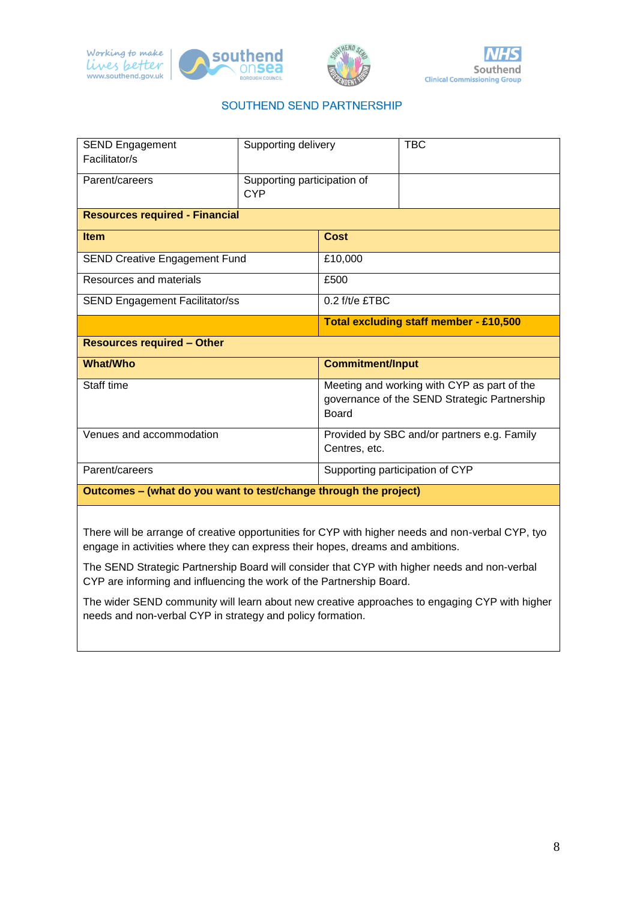SOUTHEND SEND PARTNERSHIP

| | | |
|---|---|---|
| SEND Engagement Facilitator/s | Supporting delivery | TBC |
| Parent/careers | Supporting participation of CYP | |

| **Resources required - Financial** | |
|---|---|
| **Item** | **Cost** |
| SEND Creative Engagement Fund | £10,000 |
| Resources and materials | £500 |
| SEND Engagement Facilitator/ss | 0.2 f/t/e £TBC |
| | **Total excluding staff member - £10,500** |

| **Resources required – Other** | |
|---|---|
| **What/Who** | **Commitment/Input** |
| Staff time | Meeting and working with CYP as part of the governance of the SEND Strategic Partnership Board |
| Venues and accommodation | Provided by SBC and/or partners e.g. Family Centres, etc. |
| Parent/careers | Supporting participation of CYP |

**Outcomes – (what do you want to test/change through the project)**

There will be arrange of creative opportunities for CYP with higher needs and non-verbal CYP, tyo engage in activities where they can express their hopes, dreams and ambitions.

The SEND Strategic Partnership Board will consider that CYP with higher needs and non-verbal CYP are informing and influencing the work of the Partnership Board.

The wider SEND community will learn about new creative approaches to engaging CYP with higher needs and non-verbal CYP in strategy and policy formation.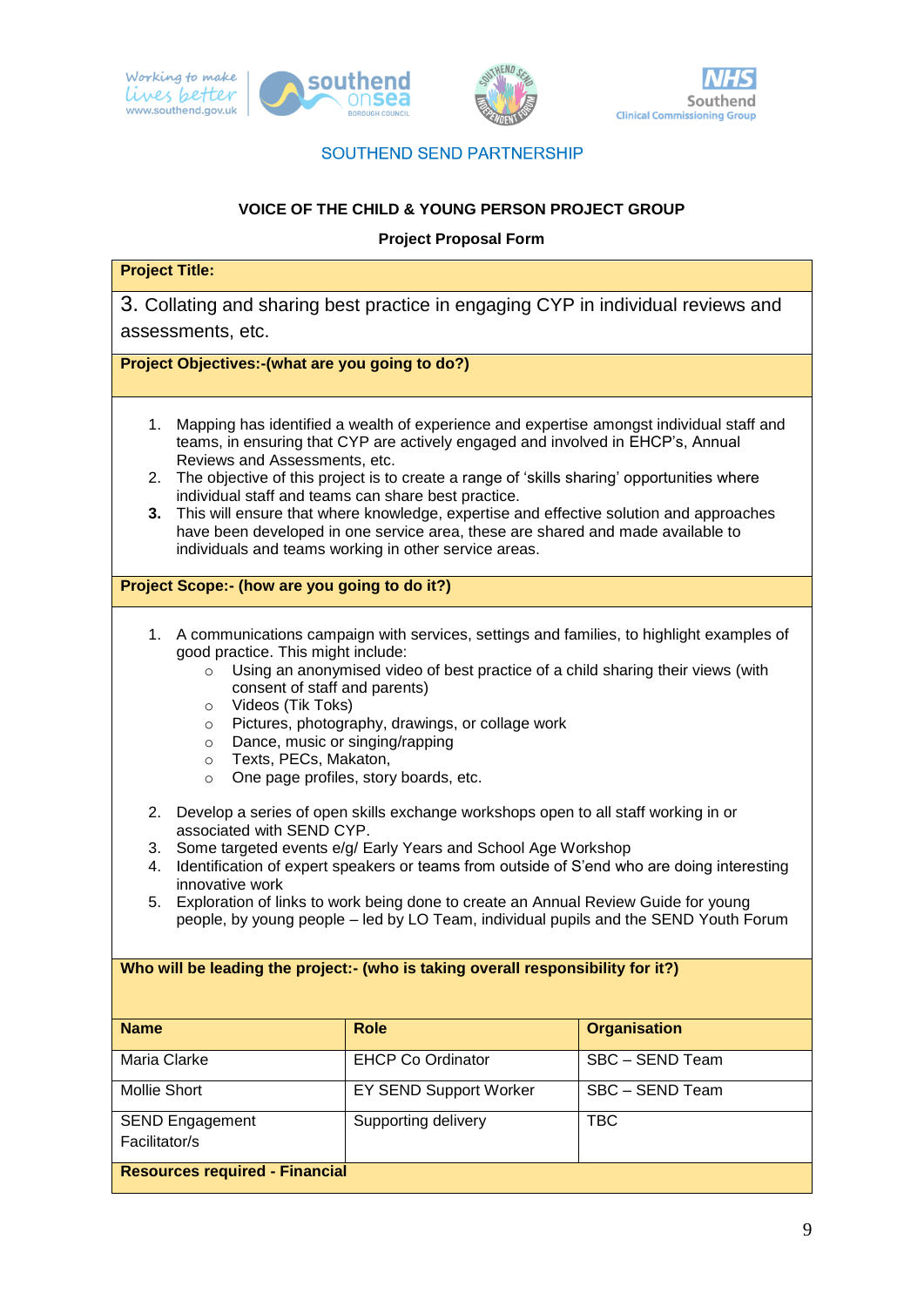SOUTHEND SEND PARTNERSHIP

**VOICE OF THE CHILD & YOUNG PERSON PROJECT GROUP**

**Project Proposal Form**

**Project Title:**

3. Collating and sharing best practice in engaging CYP in individual reviews and assessments, etc.

**Project Objectives:-(what are you going to do?)**

1. Mapping has identified a wealth of experience and expertise amongst individual staff and teams, in ensuring that CYP are actively engaged and involved in EHCP's, Annual Reviews and Assessments, etc.
2. The objective of this project is to create a range of 'skills sharing' opportunities where individual staff and teams can share best practice.
3. This will ensure that where knowledge, expertise and effective solution and approaches have been developed in one service area, these are shared and made available to individuals and teams working in other service areas.

**Project Scope:- (how are you going to do it?)**

1. A communications campaign with services, settings and families, to highlight examples of good practice. This might include:
   - Using an anonymised video of best practice of a child sharing their views (with consent of staff and parents)
   - Videos (Tik Toks)
   - Pictures, photography, drawings, or collage work
   - Dance, music or singing/rapping
   - Texts, PECs, Makaton,
   - One page profiles, story boards, etc.

2. Develop a series of open skills exchange workshops open to all staff working in or associated with SEND CYP.
3. Some targeted events e/g/ Early Years and School Age Workshop
4. Identification of expert speakers or teams from outside of S'end who are doing interesting innovative work
5. Exploration of links to work being done to create an Annual Review Guide for young people, by young people – led by LO Team, individual pupils and the SEND Youth Forum

**Who will be leading the project:- (who is taking overall responsibility for it?)**

| Name | Role | Organisation |
| --- | --- | --- |
| Maria Clarke | EHCP Co Ordinator | SBC – SEND Team |
| Mollie Short | EY SEND Support Worker | SBC – SEND Team |
| SEND Engagement Facilitator/s | Supporting delivery | TBC |

**Resources required - Financial**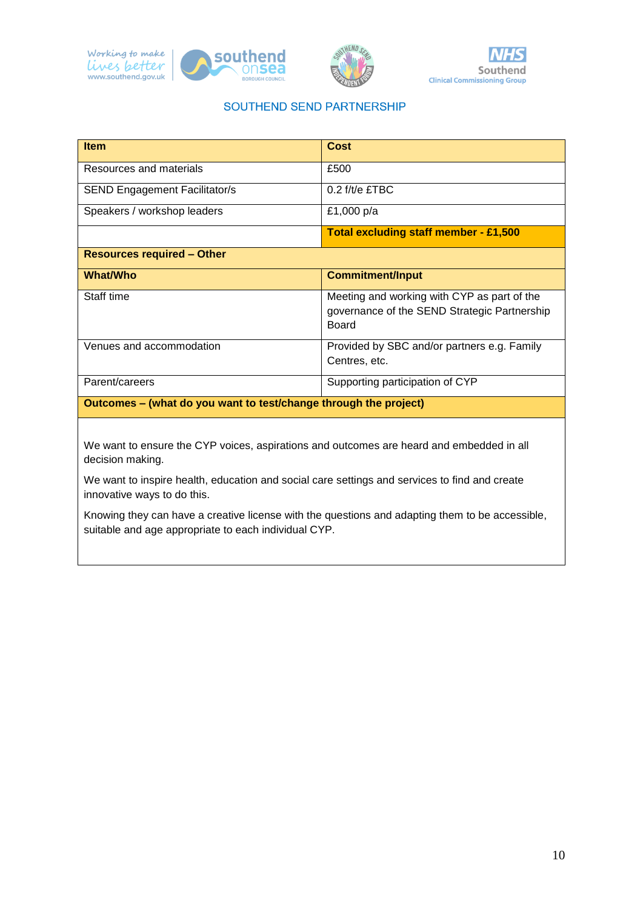SOUTHEND SEND PARTNERSHIP

| Item | Cost |
|---|---|
| Resources and materials | £500 |
| SEND Engagement Facilitator/s | 0.2 f/t/e £TBC |
| Speakers / workshop leaders | £1,000 p/a |
| | **Total excluding staff member - £1,500** |
| **Resources required – Other** | |
| **What/Who** | **Commitment/Input** |
| Staff time | Meeting and working with CYP as part of the governance of the SEND Strategic Partnership Board |
| Venues and accommodation | Provided by SBC and/or partners e.g. Family Centres, etc. |
| Parent/careers | Supporting participation of CYP |

**Outcomes – (what do you want to test/change through the project)**

We want to ensure the CYP voices, aspirations and outcomes are heard and embedded in all decision making.

We want to inspire health, education and social care settings and services to find and create innovative ways to do this.

Knowing they can have a creative license with the questions and adapting them to be accessible, suitable and age appropriate to each individual CYP.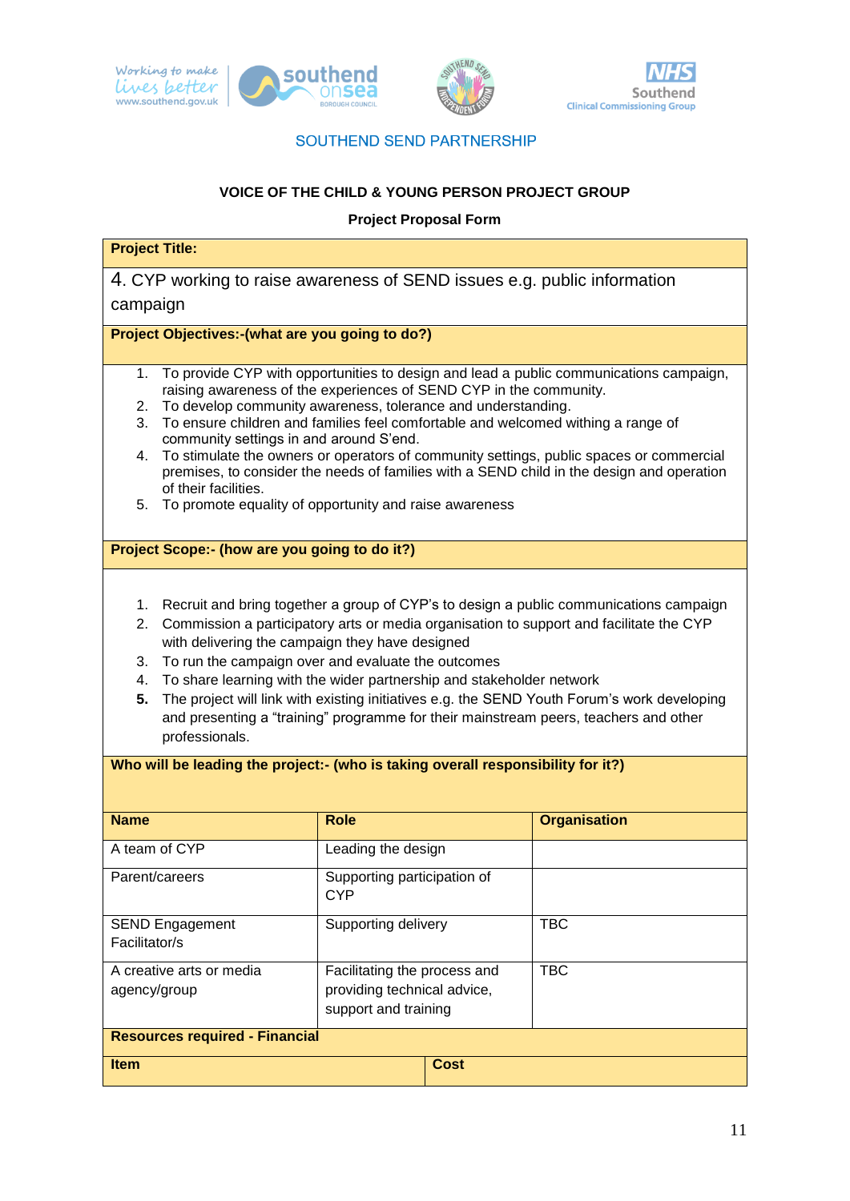SOUTHEND SEND PARTNERSHIP

**VOICE OF THE CHILD & YOUNG PERSON PROJECT GROUP**

**Project Proposal Form**

**Project Title:**

4. CYP working to raise awareness of SEND issues e.g. public information campaign

**Project Objectives:-(what are you going to do?)**

1. To provide CYP with opportunities to design and lead a public communications campaign, raising awareness of the experiences of SEND CYP in the community.
2. To develop community awareness, tolerance and understanding.
3. To ensure children and families feel comfortable and welcomed withing a range of community settings in and around S'end.
4. To stimulate the owners or operators of community settings, public spaces or commercial premises, to consider the needs of families with a SEND child in the design and operation of their facilities.
5. To promote equality of opportunity and raise awareness

**Project Scope:- (how are you going to do it?)**

1. Recruit and bring together a group of CYP's to design a public communications campaign
2. Commission a participatory arts or media organisation to support and facilitate the CYP with delivering the campaign they have designed
3. To run the campaign over and evaluate the outcomes
4. To share learning with the wider partnership and stakeholder network
5. The project will link with existing initiatives e.g. the SEND Youth Forum's work developing and presenting a "training" programme for their mainstream peers, teachers and other professionals.

**Who will be leading the project:- (who is taking overall responsibility for it?)**

| **Name** | **Role** | **Organisation** |
|---|---|---|
| A team of CYP | Leading the design | |
| Parent/careers | Supporting participation of CYP | |
| SEND Engagement Facilitator/s | Supporting delivery | TBC |
| A creative arts or media agency/group | Facilitating the process and providing technical advice, support and training | TBC |

**Resources required - Financial**

| **Item** | **Cost** |
|---|---|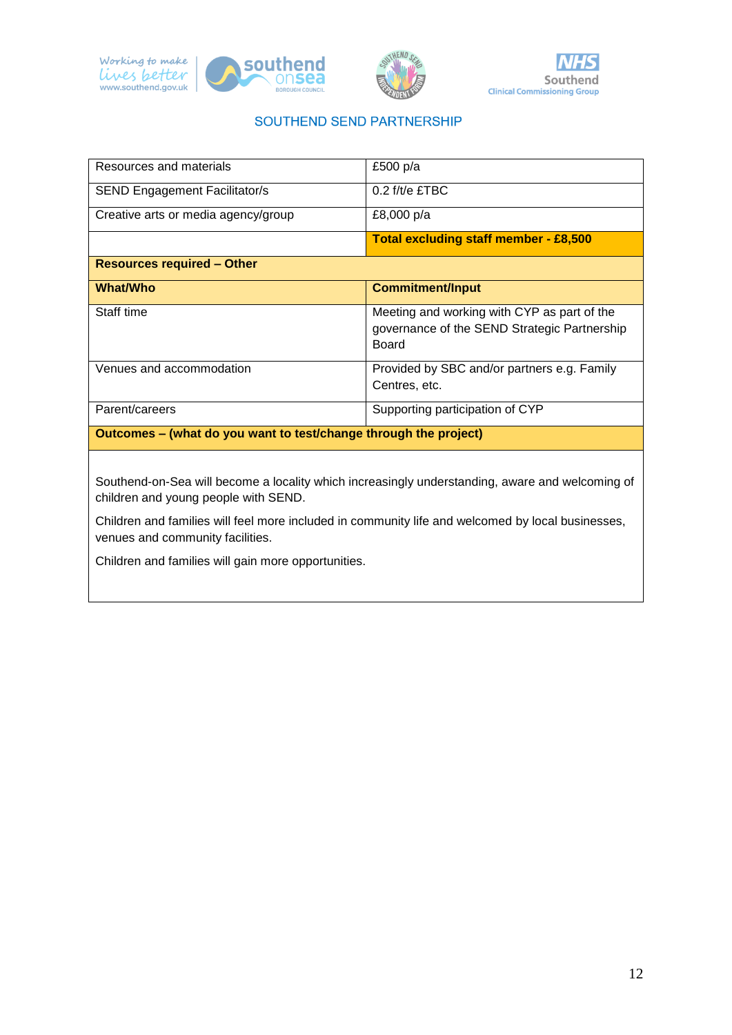SOUTHEND SEND PARTNERSHIP

| | |
|---|---|
| Resources and materials | £500 p/a |
| SEND Engagement Facilitator/s | 0.2 f/t/e £TBC |
| Creative arts or media agency/group | £8,000 p/a |
| | **Total excluding staff member - £8,500** |
| **Resources required – Other** | |
| **What/Who** | **Commitment/Input** |
| Staff time | Meeting and working with CYP as part of the governance of the SEND Strategic Partnership Board |
| Venues and accommodation | Provided by SBC and/or partners e.g. Family Centres, etc. |
| Parent/careers | Supporting participation of CYP |
| **Outcomes – (what do you want to test/change through the project)** | |

Southend-on-Sea will become a locality which increasingly understanding, aware and welcoming of children and young people with SEND.

Children and families will feel more included in community life and welcomed by local businesses, venues and community facilities.

Children and families will gain more opportunities.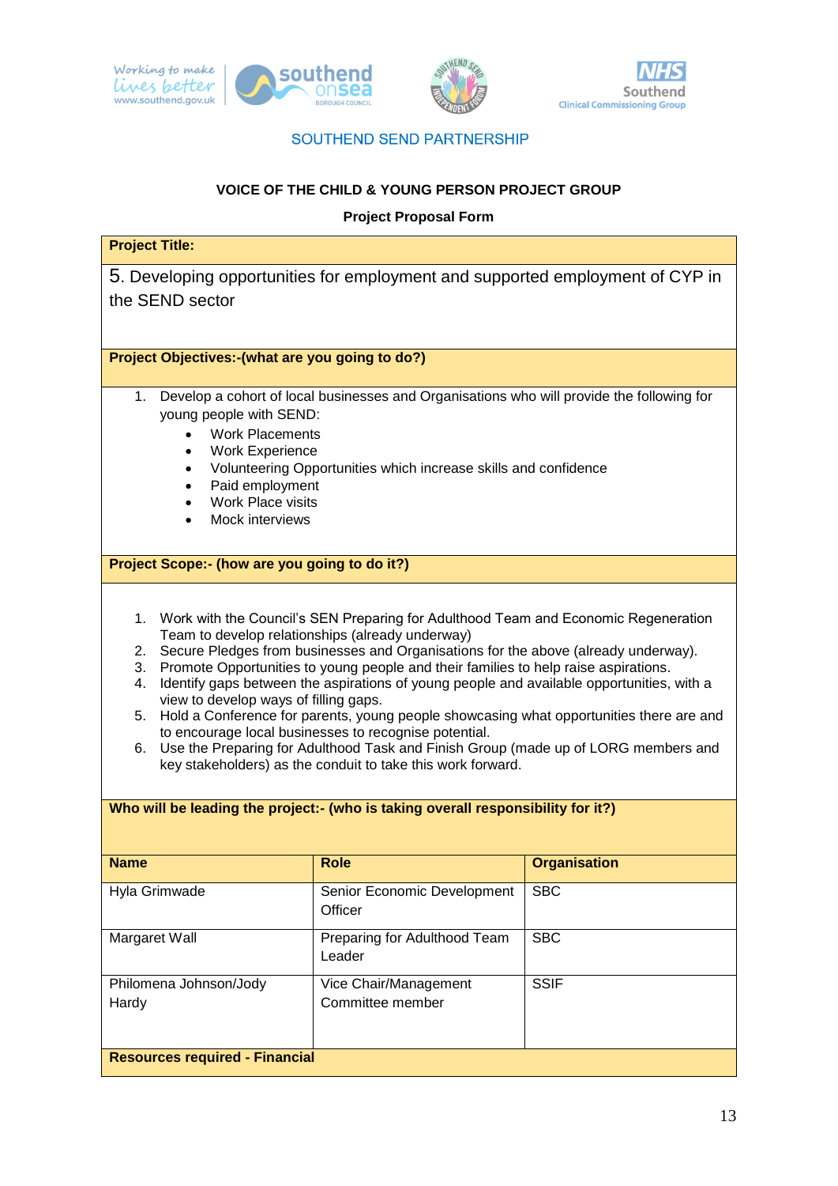SOUTHEND SEND PARTNERSHIP

**VOICE OF THE CHILD & YOUNG PERSON PROJECT GROUP**

**Project Proposal Form**

**Project Title:**

5. Developing opportunities for employment and supported employment of CYP in the SEND sector

**Project Objectives:-(what are you going to do?)**

1. Develop a cohort of local businesses and Organisations who will provide the following for young people with SEND:
   - Work Placements
   - Work Experience
   - Volunteering Opportunities which increase skills and confidence
   - Paid employment
   - Work Place visits
   - Mock interviews

**Project Scope:- (how are you going to do it?)**

1. Work with the Council's SEN Preparing for Adulthood Team and Economic Regeneration Team to develop relationships (already underway)
2. Secure Pledges from businesses and Organisations for the above (already underway).
3. Promote Opportunities to young people and their families to help raise aspirations.
4. Identify gaps between the aspirations of young people and available opportunities, with a view to develop ways of filling gaps.
5. Hold a Conference for parents, young people showcasing what opportunities there are and to encourage local businesses to recognise potential.
6. Use the Preparing for Adulthood Task and Finish Group (made up of LORG members and key stakeholders) as the conduit to take this work forward.

**Who will be leading the project:- (who is taking overall responsibility for it?)**

| **Name** | **Role** | **Organisation** |
|---|---|---|
| Hyla Grimwade | Senior Economic Development Officer | SBC |
| Margaret Wall | Preparing for Adulthood Team Leader | SBC |
| Philomena Johnson/Jody Hardy | Vice Chair/Management Committee member | SSIF |

**Resources required - Financial**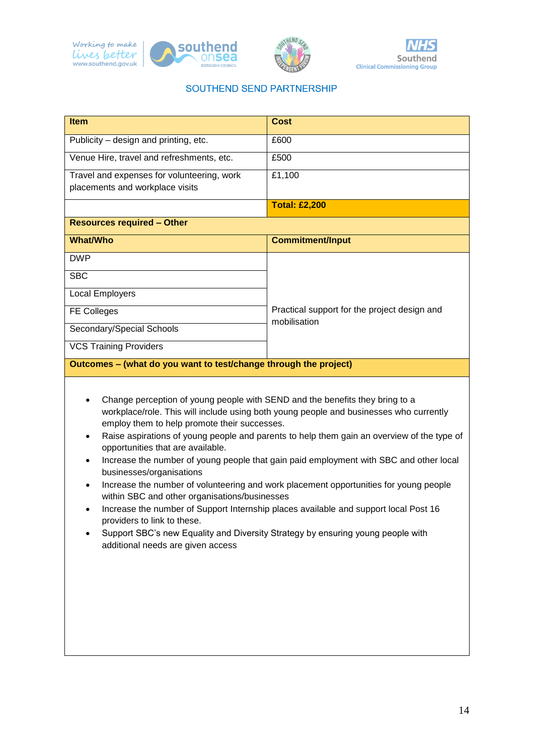SOUTHEND SEND PARTNERSHIP

| Item | Cost |
|---|---|
| Publicity – design and printing, etc. | £600 |
| Venue Hire, travel and refreshments, etc. | £500 |
| Travel and expenses for volunteering, work placements and workplace visits | £1,100 |
| | **Total: £2,200** |
| **Resources required – Other** | |
| **What/Who** | **Commitment/Input** |
| DWP | Practical support for the project design and mobilisation |
| SBC | |
| Local Employers | |
| FE Colleges | |
| Secondary/Special Schools | |
| VCS Training Providers | |

**Outcomes – (what do you want to test/change through the project)**

- Change perception of young people with SEND and the benefits they bring to a workplace/role. This will include using both young people and businesses who currently employ them to help promote their successes.
- Raise aspirations of young people and parents to help them gain an overview of the type of opportunities that are available.
- Increase the number of young people that gain paid employment with SBC and other local businesses/organisations
- Increase the number of volunteering and work placement opportunities for young people within SBC and other organisations/businesses
- Increase the number of Support Internship places available and support local Post 16 providers to link to these.
- Support SBC's new Equality and Diversity Strategy by ensuring young people with additional needs are given access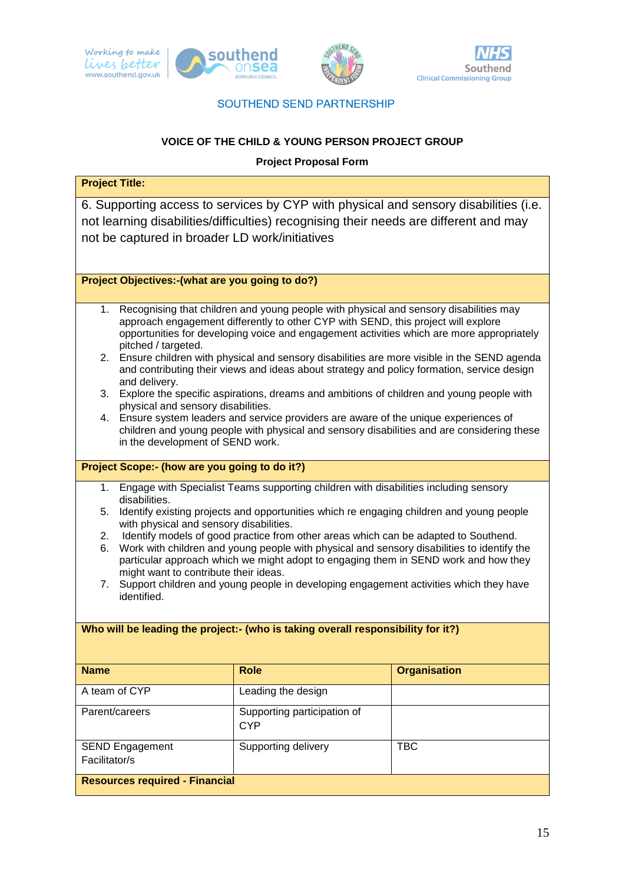SOUTHEND SEND PARTNERSHIP

**VOICE OF THE CHILD & YOUNG PERSON PROJECT GROUP**

**Project Proposal Form**

**Project Title:**

6. Supporting access to services by CYP with physical and sensory disabilities (i.e. not learning disabilities/difficulties) recognising their needs are different and may not be captured in broader LD work/initiatives

**Project Objectives:-(what are you going to do?)**

1. Recognising that children and young people with physical and sensory disabilities may approach engagement differently to other CYP with SEND, this project will explore opportunities for developing voice and engagement activities which are more appropriately pitched / targeted.
2. Ensure children with physical and sensory disabilities are more visible in the SEND agenda and contributing their views and ideas about strategy and policy formation, service design and delivery.
3. Explore the specific aspirations, dreams and ambitions of children and young people with physical and sensory disabilities.
4. Ensure system leaders and service providers are aware of the unique experiences of children and young people with physical and sensory disabilities and are considering these in the development of SEND work.

**Project Scope:- (how are you going to do it?)**

1. Engage with Specialist Teams supporting children with disabilities including sensory disabilities.
5. Identify existing projects and opportunities which re engaging children and young people with physical and sensory disabilities.
2. Identify models of good practice from other areas which can be adapted to Southend.
6. Work with children and young people with physical and sensory disabilities to identify the particular approach which we might adopt to engaging them in SEND work and how they might want to contribute their ideas.
7. Support children and young people in developing engagement activities which they have identified.

**Who will be leading the project:- (who is taking overall responsibility for it?)**

| **Name** | **Role** | **Organisation** |
|---|---|---|
| A team of CYP | Leading the design | |
| Parent/careers | Supporting participation of CYP | |
| SEND Engagement Facilitator/s | Supporting delivery | TBC |

**Resources required - Financial**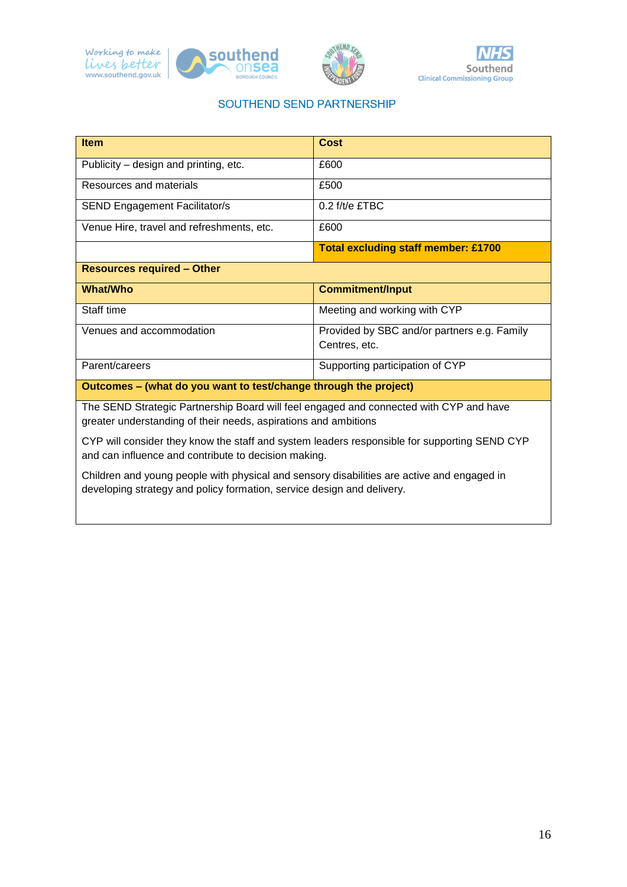SOUTHEND SEND PARTNERSHIP

| Item | Cost |
|---|---|
| Publicity – design and printing, etc. | £600 |
| Resources and materials | £500 |
| SEND Engagement Facilitator/s | 0.2 f/t/e £TBC |
| Venue Hire, travel and refreshments, etc. | £600 |
| | **Total excluding staff member: £1700** |
| **Resources required – Other** | |
| **What/Who** | **Commitment/Input** |
| Staff time | Meeting and working with CYP |
| Venues and accommodation | Provided by SBC and/or partners e.g. Family Centres, etc. |
| Parent/careers | Supporting participation of CYP |
| **Outcomes – (what do you want to test/change through the project)** | |

The SEND Strategic Partnership Board will feel engaged and connected with CYP and have greater understanding of their needs, aspirations and ambitions

CYP will consider they know the staff and system leaders responsible for supporting SEND CYP and can influence and contribute to decision making.

Children and young people with physical and sensory disabilities are active and engaged in developing strategy and policy formation, service design and delivery.